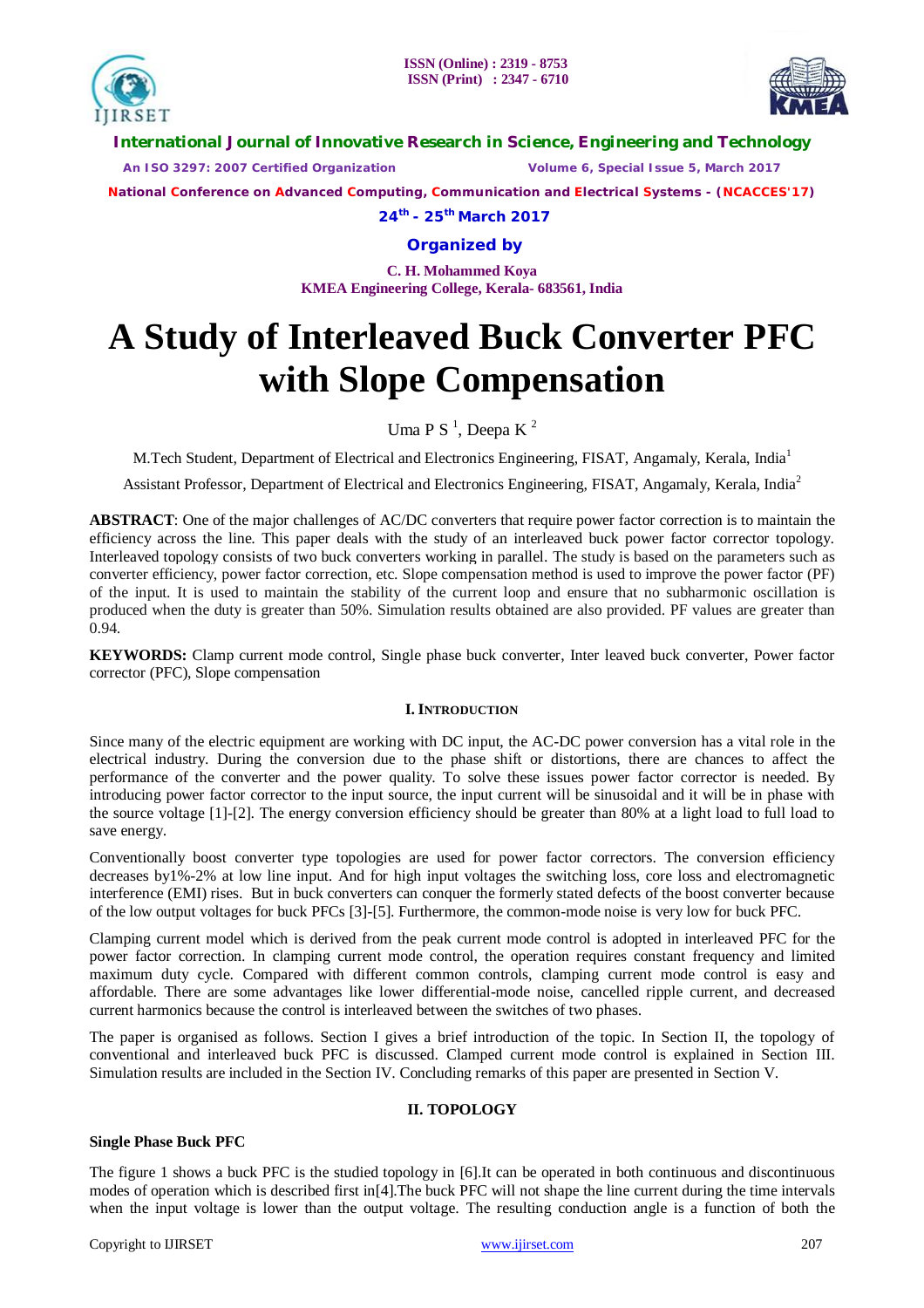# A Study of Interleaved Buck Converter PFC with Slope Compensation

Uma P S [1], Deepa K [2]

M.Tech Student, Department of Electrical and Electronics Engineering, FISAT, Angamaly, Kerala, India[1]

Assistant Professor, Department of Electrical and Electronics Engineering, FISAT, Angamaly, Kerala, India[2]

**ABSTRACT**: One of the major challenges of AC/DC converters that require power factor correction is to maintain the efficiency across the line. This paper deals with the study of an interleaved buck power factor corrector topology. Interleaved topology consists of two buck converters working in parallel. The study is based on the parameters such as converter efficiency, power factor correction, etc. Slope compensation method is used to improve the power factor (PF) of the input. It is used to maintain the stability of the current loop and ensure that no subharmonic oscillation is produced when the duty is greater than 50%. Simulation results obtained are also provided. PF values are greater than 0.94.

**KEYWORDS:** Clamp current mode control, Single phase buck converter, Inter leaved buck converter, Power factor corrector (PFC), Slope compensation

## I. Introduction

Since many of the electric equipment are working with DC input, the AC-DC power conversion has a vital role in the electrical industry. During the conversion due to the phase shift or distortions, there are chances to affect the performance of the converter and the power quality. To solve these issues power factor corrector is needed. By introducing power factor corrector to the input source, the input current will be sinusoidal and it will be in phase with the source voltage [1]-[2]. The energy conversion efficiency should be greater than 80% at a light load to full load to save energy.

Conventionally boost converter type topologies are used for power factor correctors. The conversion efficiency decreases by1%-2% at low line input. And for high input voltages the switching loss, core loss and electromagnetic interference (EMI) rises. But in buck converters can conquer the formerly stated defects of the boost converter because of the low output voltages for buck PFCs [3]-[5]. Furthermore, the common-mode noise is very low for buck PFC.

Clamping current model which is derived from the peak current mode control is adopted in interleaved PFC for the power factor correction. In clamping current mode control, the operation requires constant frequency and limited maximum duty cycle. Compared with different common controls, clamping current mode control is easy and affordable. There are some advantages like lower differential-mode noise, cancelled ripple current, and decreased current harmonics because the control is interleaved between the switches of two phases.

The paper is organised as follows. Section I gives a brief introduction of the topic. In Section II, the topology of conventional and interleaved buck PFC is discussed. Clamped current mode control is explained in Section III. Simulation results are included in the Section IV. Concluding remarks of this paper are presented in Section V.

## II. TOPOLOGY

### Single Phase Buck PFC

The figure 1 shows a buck PFC is the studied topology in [6].It can be operated in both continuous and discontinuous modes of operation which is described first in[4].The buck PFC will not shape the line current during the time intervals when the input voltage is lower than the output voltage. The resulting conduction angle is a function of both the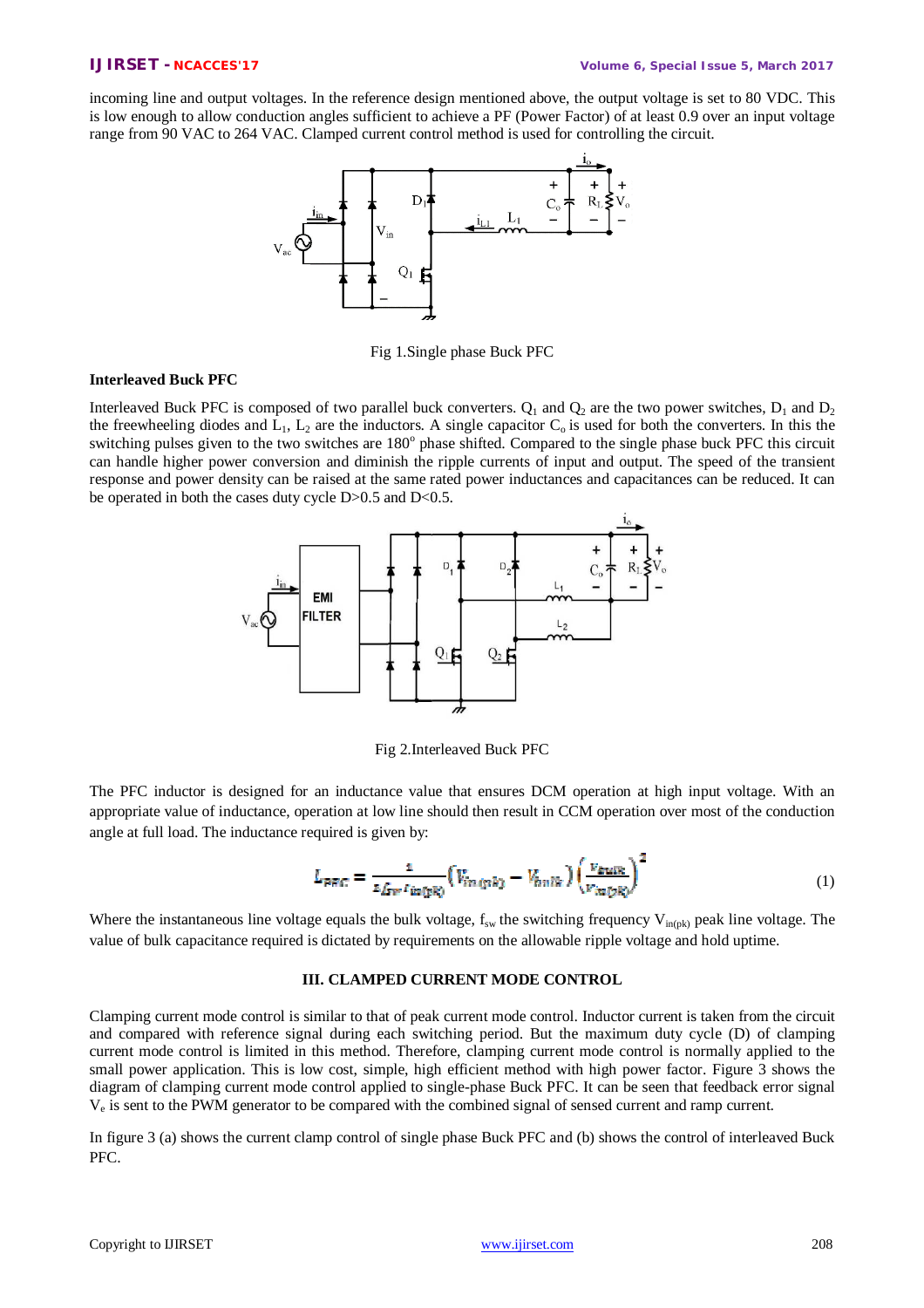incoming line and output voltages. In the reference design mentioned above, the output voltage is set to 80 VDC. This is low enough to allow conduction angles sufficient to achieve a PF (Power Factor) of at least 0.9 over an input voltage range from 90 VAC to 264 VAC. Clamped current control method is used for controlling the circuit.

Fig 1.Single phase Buck PFC

**Interleaved Buck PFC**

Interleaved Buck PFC is composed of two parallel buck converters. $Q_1$ and $Q_2$ are the two power switches, $D_1$ and $D_2$ the freewheeling diodes and $L_1$, $L_2$ are the inductors. A single capacitor $C_o$ is used for both the converters. In this the switching pulses given to the two switches are $180^o$ phase shifted. Compared to the single phase buck PFC this circuit can handle higher power conversion and diminish the ripple currents of input and output. The speed of the transient response and power density can be raised at the same rated power inductances and capacitances can be reduced. It can be operated in both the cases duty cycle D>0.5 and D<0.5.

Fig 2.Interleaved Buck PFC

The PFC inductor is designed for an inductance value that ensures DCM operation at high input voltage. With an appropriate value of inductance, operation at low line should then result in CCM operation over most of the conduction angle at full load. The inductance required is given by:

$$L_{PFC} = \frac{1}{2 f_{sw} I_{in(pk)}} \left( V_{in(pk)} - V_{bulk} \right) \left( \frac{V_{bulk}}{V_{in(pk)}} \right)^2 \quad (1)$$

Where the instantaneous line voltage equals the bulk voltage, $f_{sw}$ the switching frequency $V_{in(pk)}$ peak line voltage. The value of bulk capacitance required is dictated by requirements on the allowable ripple voltage and hold uptime.

## III. CLAMPED CURRENT MODE CONTROL

Clamping current mode control is similar to that of peak current mode control. Inductor current is taken from the circuit and compared with reference signal during each switching period. But the maximum duty cycle (D) of clamping current mode control is limited in this method. Therefore, clamping current mode control is normally applied to the small power application. This is low cost, simple, high efficient method with high power factor. Figure 3 shows the diagram of clamping current mode control applied to single-phase Buck PFC. It can be seen that feedback error signal $V_e$ is sent to the PWM generator to be compared with the combined signal of sensed current and ramp current.

In figure 3 (a) shows the current clamp control of single phase Buck PFC and (b) shows the control of interleaved Buck PFC.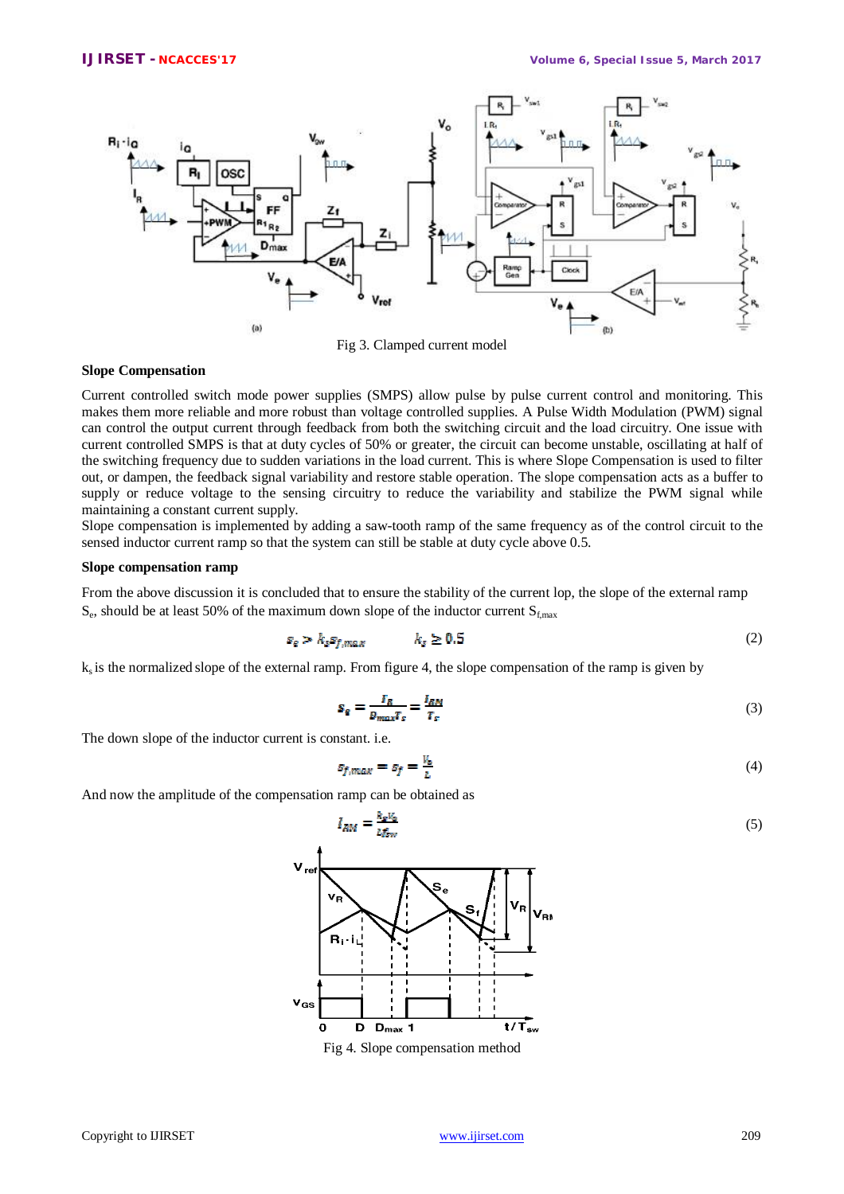Fig 3. Clamped current model

### Slope Compensation

Current controlled switch mode power supplies (SMPS) allow pulse by pulse current control and monitoring. This makes them more reliable and more robust than voltage controlled supplies. A Pulse Width Modulation (PWM) signal can control the output current through feedback from both the switching circuit and the load circuitry. One issue with current controlled SMPS is that at duty cycles of 50% or greater, the circuit can become unstable, oscillating at half of the switching frequency due to sudden variations in the load current. This is where Slope Compensation is used to filter out, or dampen, the feedback signal variability and restore stable operation. The slope compensation acts as a buffer to supply or reduce voltage to the sensing circuitry to reduce the variability and stabilize the PWM signal while maintaining a constant current supply.

Slope compensation is implemented by adding a saw-tooth ramp of the same frequency as of the control circuit to the sensed inductor current ramp so that the system can still be stable at duty cycle above 0.5.

### Slope compensation ramp

From the above discussion it is concluded that to ensure the stability of the current lop, the slope of the external ramp $S_e$, should be at least 50% of the maximum down slope of the inductor current $S_{f,max}$

$$s_e > k_s s_{f,max} \qquad k_s \geq 0.5 \tag{2}$$

$k_s$ is the normalized slope of the external ramp. From figure 4, the slope compensation of the ramp is given by

$$s_e = \frac{I_R}{D_{max} T_s} = \frac{I_{RM}}{T_s} \tag{3}$$

The down slope of the inductor current is constant. i.e.

$$s_{f,max} = s_f = \frac{V_o}{L} \tag{4}$$

And now the amplitude of the compensation ramp can be obtained as

$$I_{RM} = \frac{k_s V_o}{L f_{sw}} \tag{5}$$

Fig 4. Slope compensation method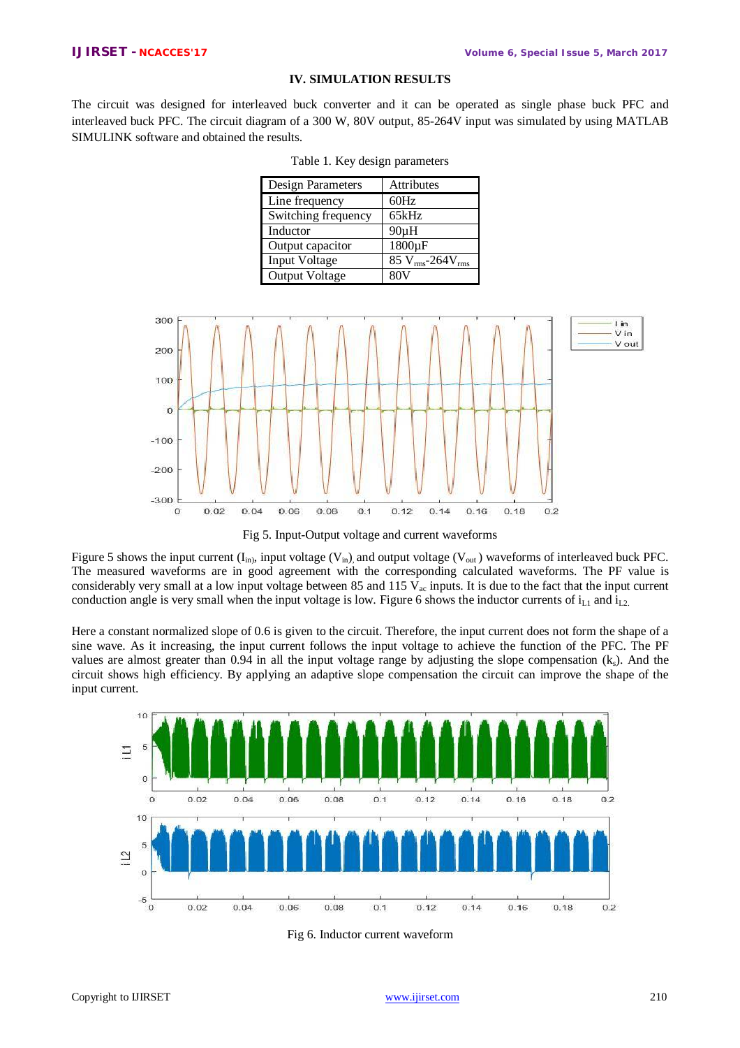## IV. SIMULATION RESULTS

The circuit was designed for interleaved buck converter and it can be operated as single phase buck PFC and interleaved buck PFC. The circuit diagram of a 300 W, 80V output, 85-264V input was simulated by using MATLAB SIMULINK software and obtained the results.

Table 1. Key design parameters

| Design Parameters | Attributes |
|---|---|
| Line frequency | 60Hz |
| Switching frequency | 65kHz |
| Inductor | 90µH |
| Output capacitor | 1800µF |
| Input Voltage | 85 $V_{rms}$-264$V_{rms}$ |
| Output Voltage | 80V |

300
200
100
0
-100
-200
-300
0 0.02 0.04 0.06 0.08 0.1 0.12 0.14 0.16 0.18 0.2
I in
V in
V out

Fig 5. Input-Output voltage and current waveforms

Figure 5 shows the input current ($I_{in}$), input voltage ($V_{in}$), and output voltage ($V_{out}$) waveforms of interleaved buck PFC. The measured waveforms are in good agreement with the corresponding calculated waveforms. The PF value is considerably very small at a low input voltage between 85 and 115 $V_{ac}$ inputs. It is due to the fact that the input current conduction angle is very small when the input voltage is low. Figure 6 shows the inductor currents of $i_{L1}$ and $i_{L2}$.

Here a constant normalized slope of 0.6 is given to the circuit. Therefore, the input current does not form the shape of a sine wave. As it increasing, the input current follows the input voltage to achieve the function of the PFC. The PF values are almost greater than 0.94 in all the input voltage range by adjusting the slope compensation ($k_s$). And the circuit shows high efficiency. By applying an adaptive slope compensation the circuit can improve the shape of the input current.

i L1
10
5
0
0 0.02 0.04 0.06 0.08 0.1 0.12 0.14 0.16 0.18 0.2

i L2
10
5
0
-5
0 0.02 0.04 0.06 0.08 0.1 0.12 0.14 0.16 0.18 0.2

Fig 6. Inductor current waveform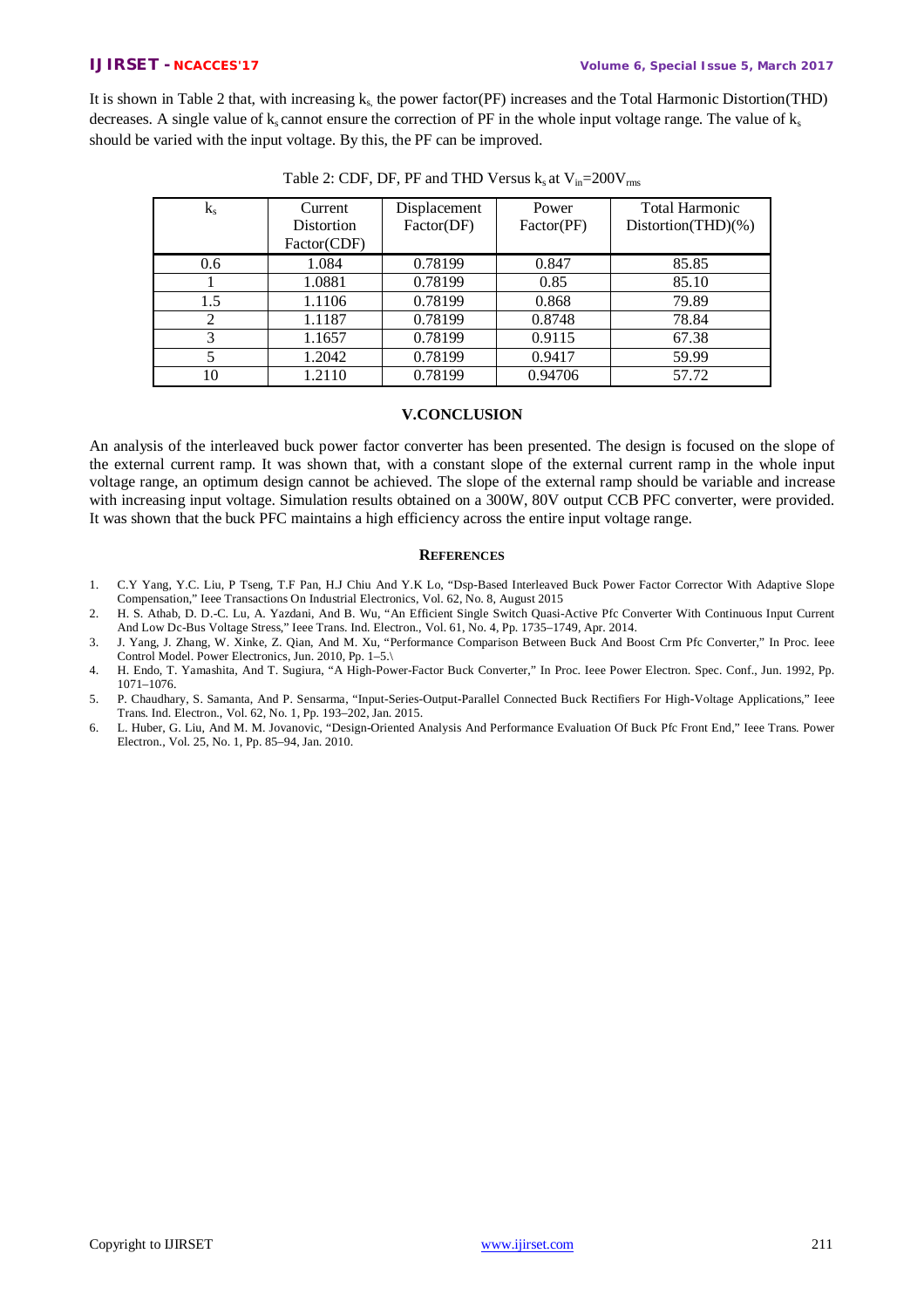It is shown in Table 2 that, with increasing $k_s$, the power factor(PF) increases and the Total Harmonic Distortion(THD) decreases. A single value of $k_s$ cannot ensure the correction of PF in the whole input voltage range. The value of $k_s$ should be varied with the input voltage. By this, the PF can be improved.

Table 2: CDF, DF, PF and THD Versus $k_s$ at $V_{in}$=200$V_{rms}$

| $k_s$ | Current Distortion Factor(CDF) | Displacement Factor(DF) | Power Factor(PF) | Total Harmonic Distortion(THD)(%) |
|---|---|---|---|---|
| 0.6 | 1.084 | 0.78199 | 0.847 | 85.85 |
| 1 | 1.0881 | 0.78199 | 0.85 | 85.10 |
| 1.5 | 1.1106 | 0.78199 | 0.868 | 79.89 |
| 2 | 1.1187 | 0.78199 | 0.8748 | 78.84 |
| 3 | 1.1657 | 0.78199 | 0.9115 | 67.38 |
| 5 | 1.2042 | 0.78199 | 0.9417 | 59.99 |
| 10 | 1.2110 | 0.78199 | 0.94706 | 57.72 |

## V.CONCLUSION

An analysis of the interleaved buck power factor converter has been presented. The design is focused on the slope of the external current ramp. It was shown that, with a constant slope of the external current ramp in the whole input voltage range, an optimum design cannot be achieved. The slope of the external ramp should be variable and increase with increasing input voltage. Simulation results obtained on a 300W, 80V output CCB PFC converter, were provided. It was shown that the buck PFC maintains a high efficiency across the entire input voltage range.

## REFERENCES

1. C.Y Yang, Y.C. Liu, P Tseng, T.F Pan, H.J Chiu And Y.K Lo, "Dsp-Based Interleaved Buck Power Factor Corrector With Adaptive Slope Compensation," Ieee Transactions On Industrial Electronics, Vol. 62, No. 8, August 2015
2. H. S. Athab, D. D.-C. Lu, A. Yazdani, And B. Wu, "An Efficient Single Switch Quasi-Active Pfc Converter With Continuous Input Current And Low Dc-Bus Voltage Stress," Ieee Trans. Ind. Electron., Vol. 61, No. 4, Pp. 1735–1749, Apr. 2014.
3. J. Yang, J. Zhang, W. Xinke, Z. Qian, And M. Xu, "Performance Comparison Between Buck And Boost Crm Pfc Converter," In Proc. Ieee Control Model. Power Electronics, Jun. 2010, Pp. 1–5.\
4. H. Endo, T. Yamashita, And T. Sugiura, "A High-Power-Factor Buck Converter," In Proc. Ieee Power Electron. Spec. Conf., Jun. 1992, Pp. 1071–1076.
5. P. Chaudhary, S. Samanta, And P. Sensarma, "Input-Series-Output-Parallel Connected Buck Rectifiers For High-Voltage Applications," Ieee Trans. Ind. Electron., Vol. 62, No. 1, Pp. 193–202, Jan. 2015.
6. L. Huber, G. Liu, And M. M. Jovanovic, "Design-Oriented Analysis And Performance Evaluation Of Buck Pfc Front End," Ieee Trans. Power Electron., Vol. 25, No. 1, Pp. 85–94, Jan. 2010.